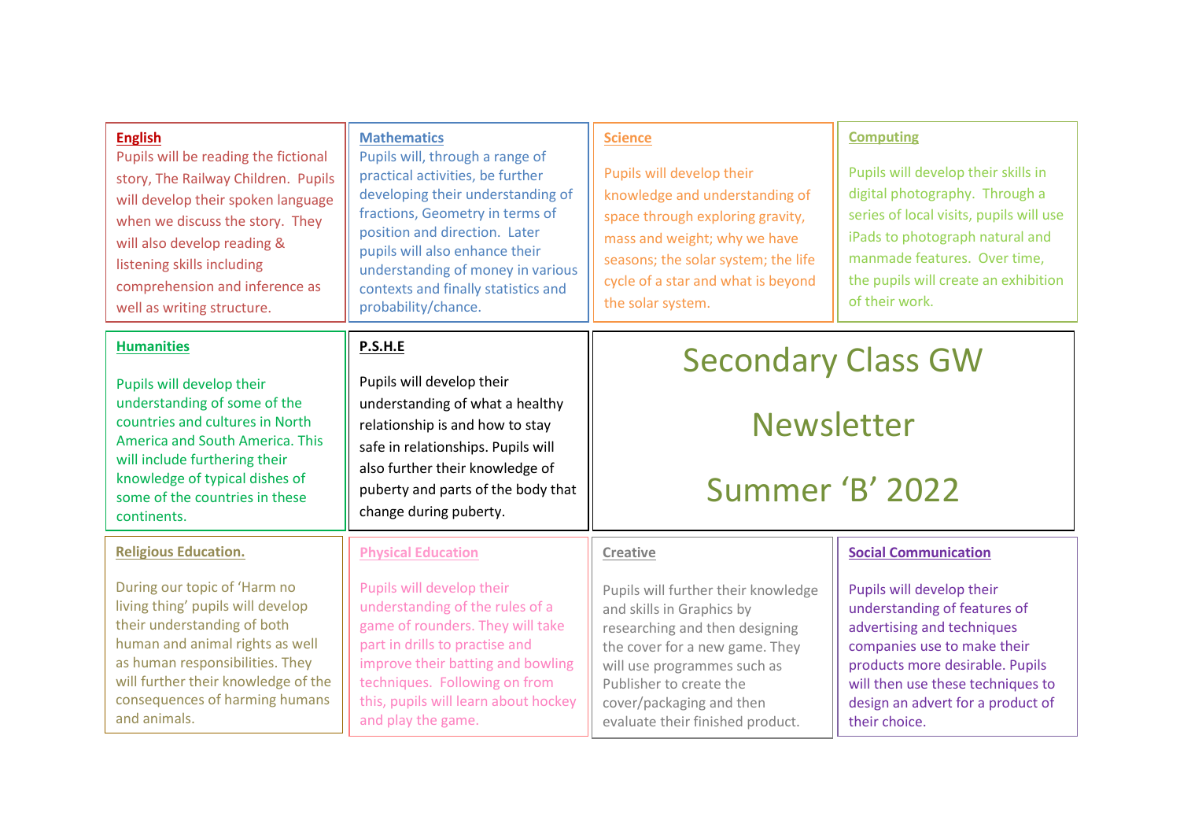# Secondary Class GW

# Newsletter

# Summer 'B' 2022

## English

Pupils will be reading the fictional story, The Railway Children. Pupils will develop their spoken language when we discuss the story. They will also develop reading & listening skills including comprehension and inference as well as writing structure.

## Mathematics

Pupils will, through a range of practical activities, be further developing their understanding of fractions, Geometry in terms of position and direction. Later pupils will also enhance their understanding of money in various contexts and finally statistics and probability/chance.

## Science

Pupils will develop their knowledge and understanding of space through exploring gravity, mass and weight; why we have seasons; the solar system; the life cycle of a star and what is beyond the solar system.

## Computing

Pupils will develop their skills in digital photography. Through a series of local visits, pupils will use iPads to photograph natural and manmade features. Over time, the pupils will create an exhibition of their work.

## Humanities

Pupils will develop their understanding of some of the countries and cultures in North America and South America. This will include furthering their knowledge of typical dishes of some of the countries in these continents.

## P.S.H.E

Pupils will develop their understanding of what a healthy relationship is and how to stay safe in relationships. Pupils will also further their knowledge of puberty and parts of the body that change during puberty.

## Religious Education.

During our topic of 'Harm no living thing' pupils will develop their understanding of both human and animal rights as well as human responsibilities. They will further their knowledge of the consequences of harming humans and animals.

## Physical Education

Pupils will develop their understanding of the rules of a game of rounders. They will take part in drills to practise and improve their batting and bowling techniques. Following on from this, pupils will learn about hockey and play the game.

## Creative

Pupils will further their knowledge and skills in Graphics by researching and then designing the cover for a new game. They will use programmes such as Publisher to create the cover/packaging and then evaluate their finished product.

## Social Communication

Pupils will develop their understanding of features of advertising and techniques companies use to make their products more desirable. Pupils will then use these techniques to design an advert for a product of their choice.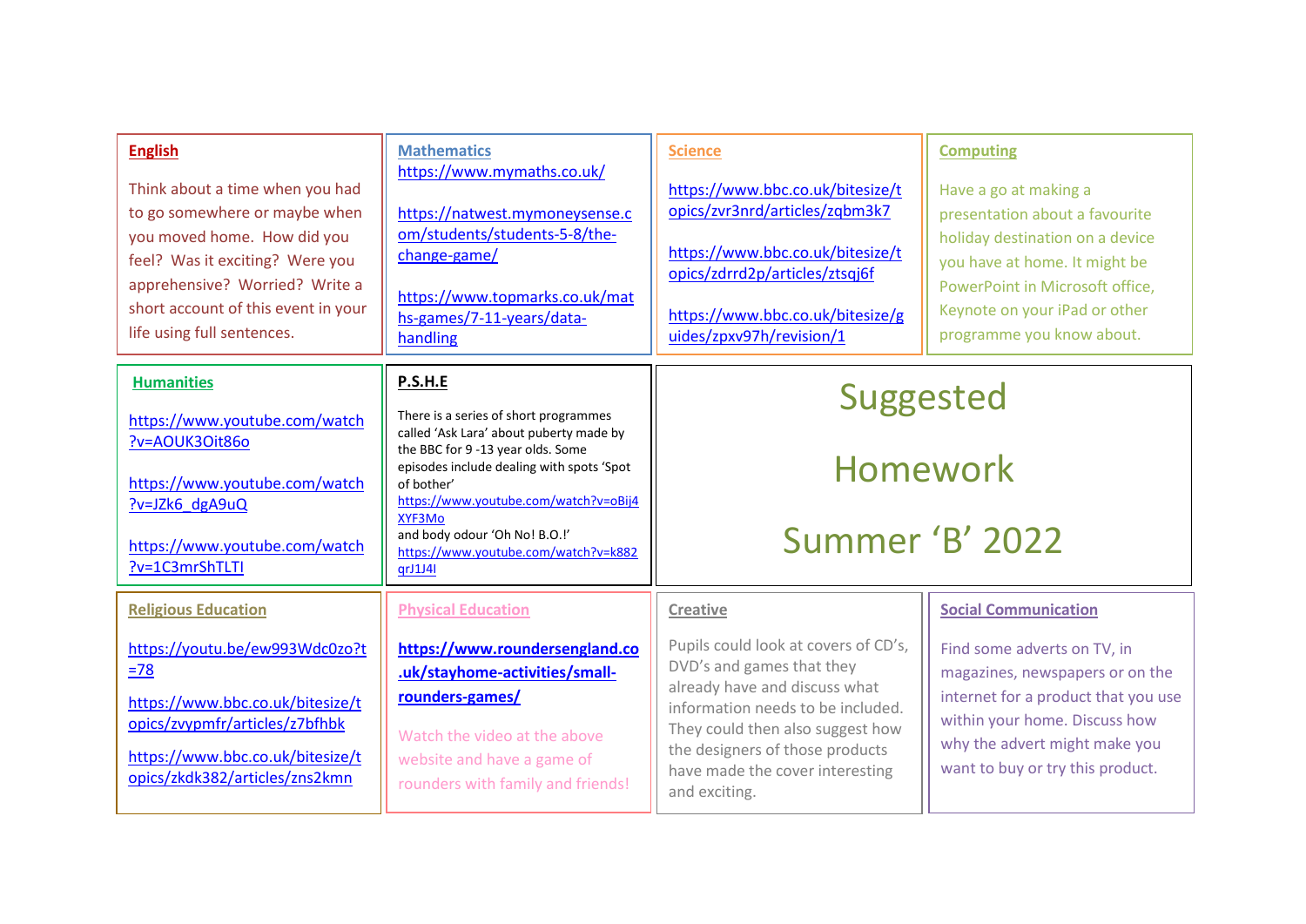# Suggested Homework Summer 'B' 2022

## English

Think about a time when you had to go somewhere or maybe when you moved home. How did you feel? Was it exciting? Were you apprehensive? Worried? Write a short account of this event in your life using full sentences.

## Mathematics

https://www.mymaths.co.uk/

https://natwest.mymoneysense.com/students/students-5-8/the-change-game/

https://www.topmarks.co.uk/maths-games/7-11-years/data-handling

## Science

https://www.bbc.co.uk/bitesize/topics/zvr3nrd/articles/zqbm3k7

https://www.bbc.co.uk/bitesize/topics/zdrrd2p/articles/ztsqj6f

https://www.bbc.co.uk/bitesize/guides/zpxv97h/revision/1

## Computing

Have a go at making a presentation about a favourite holiday destination on a device you have at home. It might be PowerPoint in Microsoft office, Keynote on your iPad or other programme you know about.

## Humanities

https://www.youtube.com/watch?v=AOUK3Oit86o

https://www.youtube.com/watch?v=JZk6_dgA9uQ

https://www.youtube.com/watch?v=1C3mrShTLTI

## P.S.H.E

There is a series of short programmes called 'Ask Lara' about puberty made by the BBC for 9 -13 year olds. Some episodes include dealing with spots 'Spot of bother' https://www.youtube.com/watch?v=oBij4XYF3Mo
and body odour 'Oh No! B.O.!' https://www.youtube.com/watch?v=k882qrJ1J4I

## Religious Education

https://youtu.be/ew993Wdc0zo?t=78

https://www.bbc.co.uk/bitesize/topics/zvypmfr/articles/z7bfhbk

https://www.bbc.co.uk/bitesize/topics/zkdk382/articles/zns2kmn

## Physical Education

**https://www.roundersengland.co.uk/stayhome-activities/small-rounders-games/**

Watch the video at the above website and have a game of rounders with family and friends!

## Creative

Pupils could look at covers of CD's, DVD's and games that they already have and discuss what information needs to be included. They could then also suggest how the designers of those products have made the cover interesting and exciting.

## Social Communication

Find some adverts on TV, in magazines, newspapers or on the internet for a product that you use within your home. Discuss how why the advert might make you want to buy or try this product.